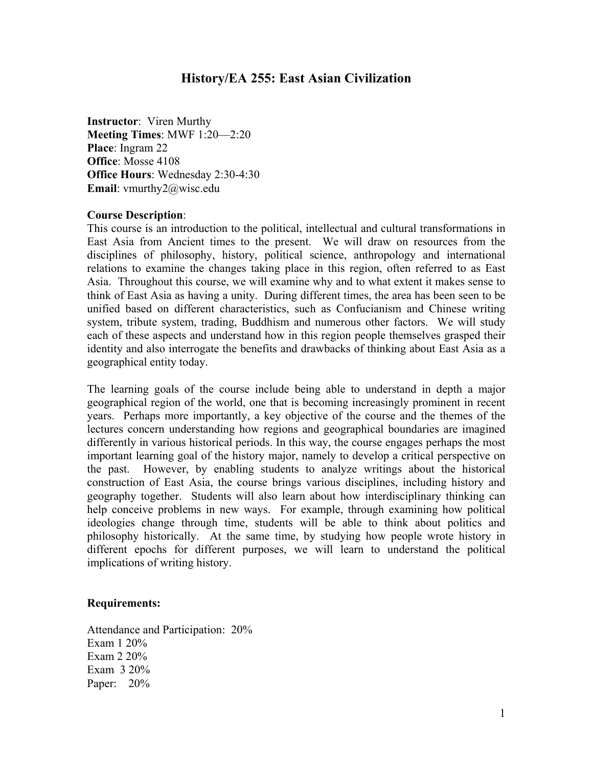# History/EA 255: East Asian Civilization

**Instructor**: Viren Murthy
**Meeting Times**: MWF 1:20—2:20
**Place**: Ingram 22
**Office**: Mosse 4108
**Office Hours**: Wednesday 2:30-4:30
**Email**: vmurthy2@wisc.edu

**Course Description**:
This course is an introduction to the political, intellectual and cultural transformations in East Asia from Ancient times to the present. We will draw on resources from the disciplines of philosophy, history, political science, anthropology and international relations to examine the changes taking place in this region, often referred to as East Asia. Throughout this course, we will examine why and to what extent it makes sense to think of East Asia as having a unity. During different times, the area has been seen to be unified based on different characteristics, such as Confucianism and Chinese writing system, tribute system, trading, Buddhism and numerous other factors. We will study each of these aspects and understand how in this region people themselves grasped their identity and also interrogate the benefits and drawbacks of thinking about East Asia as a geographical entity today.

The learning goals of the course include being able to understand in depth a major geographical region of the world, one that is becoming increasingly prominent in recent years. Perhaps more importantly, a key objective of the course and the themes of the lectures concern understanding how regions and geographical boundaries are imagined differently in various historical periods. In this way, the course engages perhaps the most important learning goal of the history major, namely to develop a critical perspective on the past. However, by enabling students to analyze writings about the historical construction of East Asia, the course brings various disciplines, including history and geography together. Students will also learn about how interdisciplinary thinking can help conceive problems in new ways. For example, through examining how political ideologies change through time, students will be able to think about politics and philosophy historically. At the same time, by studying how people wrote history in different epochs for different purposes, we will learn to understand the political implications of writing history.

**Requirements:**

Attendance and Participation: 20%
Exam 1 20%
Exam 2 20%
Exam 3 20%
Paper: 20%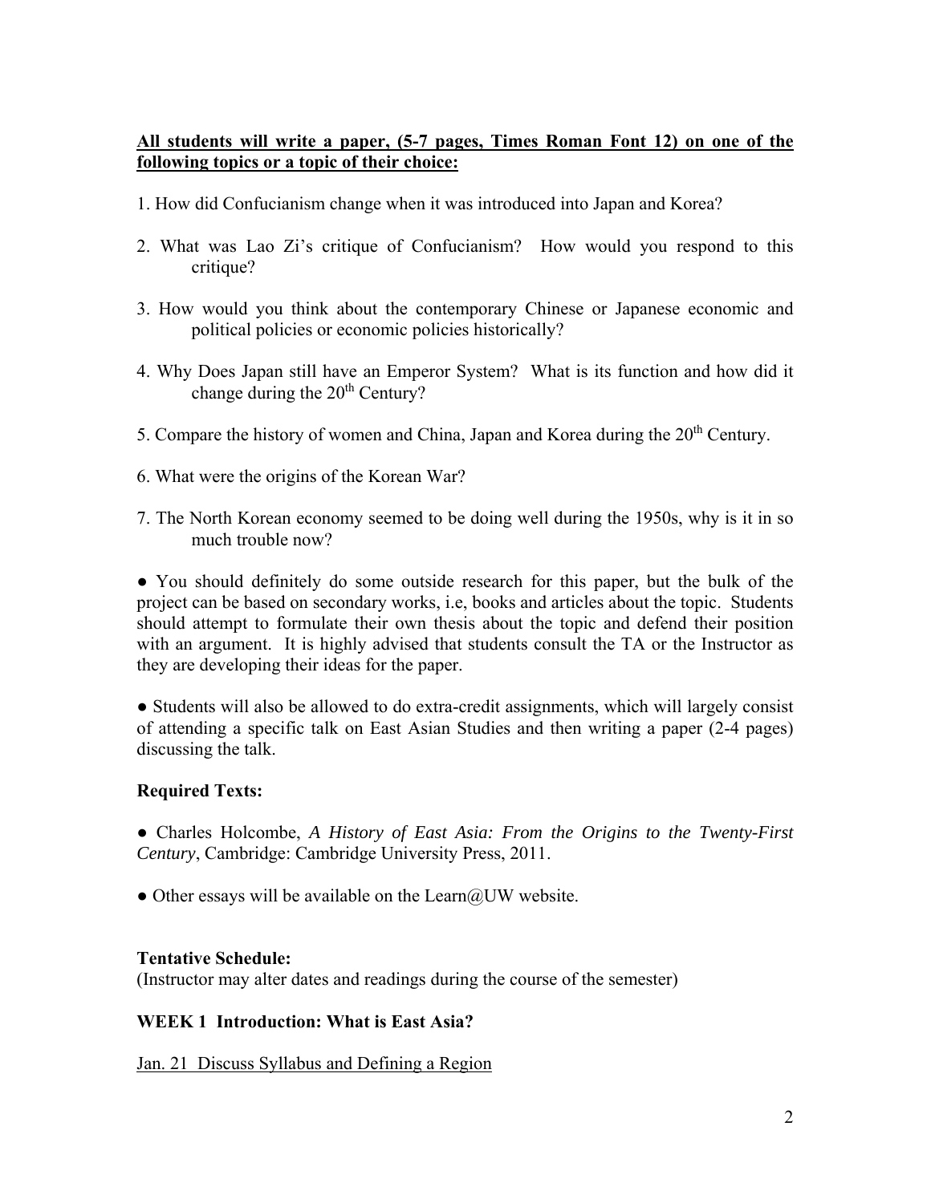**<u>All students will write a paper, (5-7 pages, Times Roman Font 12) on one of the following topics or a topic of their choice:</u>**

1. How did Confucianism change when it was introduced into Japan and Korea?

2. What was Lao Zi's critique of Confucianism? How would you respond to this critique?

3. How would you think about the contemporary Chinese or Japanese economic and political policies or economic policies historically?

4. Why Does Japan still have an Emperor System? What is its function and how did it change during the 20th Century?

5. Compare the history of women and China, Japan and Korea during the 20th Century.

6. What were the origins of the Korean War?

7. The North Korean economy seemed to be doing well during the 1950s, why is it in so much trouble now?

● You should definitely do some outside research for this paper, but the bulk of the project can be based on secondary works, i.e, books and articles about the topic. Students should attempt to formulate their own thesis about the topic and defend their position with an argument. It is highly advised that students consult the TA or the Instructor as they are developing their ideas for the paper.

● Students will also be allowed to do extra-credit assignments, which will largely consist of attending a specific talk on East Asian Studies and then writing a paper (2-4 pages) discussing the talk.

**Required Texts:**

● Charles Holcombe, *A History of East Asia: From the Origins to the Twenty-First Century*, Cambridge: Cambridge University Press, 2011.

● Other essays will be available on the Learn@UW website.

**Tentative Schedule:**
(Instructor may alter dates and readings during the course of the semester)

**WEEK 1 Introduction: What is East Asia?**

<u>Jan. 21 Discuss Syllabus and Defining a Region</u>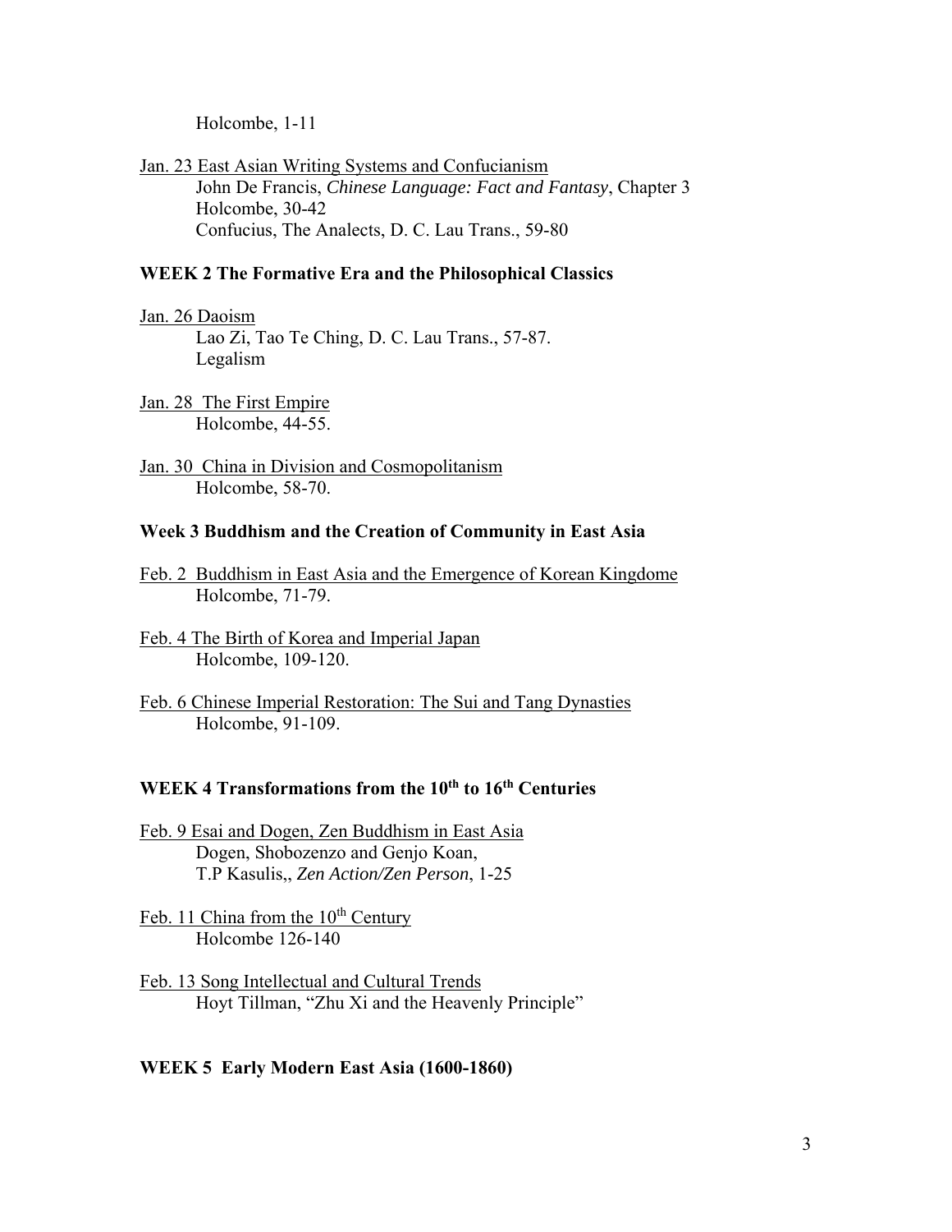Holcombe, 1-11

Jan. 23 East Asian Writing Systems and Confucianism

John De Francis, *Chinese Language: Fact and Fantasy*, Chapter 3
Holcombe, 30-42
Confucius, The Analects, D. C. Lau Trans., 59-80

**WEEK 2 The Formative Era and the Philosophical Classics**

Jan. 26 Daoism

Lao Zi, Tao Te Ching, D. C. Lau Trans., 57-87.
Legalism

Jan. 28 The First Empire

Holcombe, 44-55.

Jan. 30 China in Division and Cosmopolitanism

Holcombe, 58-70.

**Week 3 Buddhism and the Creation of Community in East Asia**

Feb. 2 Buddhism in East Asia and the Emergence of Korean Kingdome

Holcombe, 71-79.

Feb. 4 The Birth of Korea and Imperial Japan

Holcombe, 109-120.

Feb. 6 Chinese Imperial Restoration: The Sui and Tang Dynasties

Holcombe, 91-109.

**WEEK 4 Transformations from the 10th to 16th Centuries**

Feb. 9 Esai and Dogen, Zen Buddhism in East Asia

Dogen, Shobozenzo and Genjo Koan,
T.P Kasulis,, *Zen Action/Zen Person*, 1-25

Feb. 11 China from the 10th Century

Holcombe 126-140

Feb. 13 Song Intellectual and Cultural Trends

Hoyt Tillman, "Zhu Xi and the Heavenly Principle"

**WEEK 5 Early Modern East Asia (1600-1860)**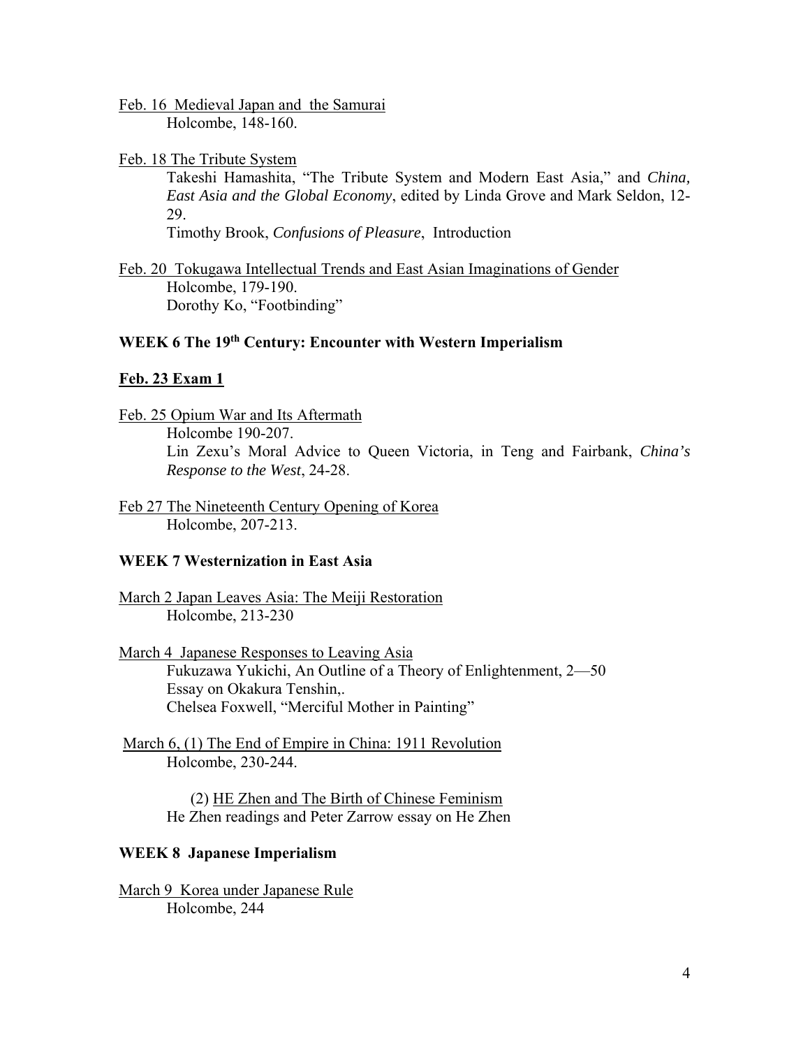Feb. 16 Medieval Japan and the Samurai
Holcombe, 148-160.

Feb. 18 The Tribute System
Takeshi Hamashita, "The Tribute System and Modern East Asia," and *China, East Asia and the Global Economy*, edited by Linda Grove and Mark Seldon, 12-29.
Timothy Brook, *Confusions of Pleasure*, Introduction

Feb. 20 Tokugawa Intellectual Trends and East Asian Imaginations of Gender
Holcombe, 179-190.
Dorothy Ko, "Footbinding"

**WEEK 6 The 19th Century: Encounter with Western Imperialism**

**Feb. 23 Exam 1**

Feb. 25 Opium War and Its Aftermath
Holcombe 190-207.
Lin Zexu's Moral Advice to Queen Victoria, in Teng and Fairbank, *China's Response to the West*, 24-28.

Feb 27 The Nineteenth Century Opening of Korea
Holcombe, 207-213.

**WEEK 7 Westernization in East Asia**

March 2 Japan Leaves Asia: The Meiji Restoration
Holcombe, 213-230

March 4 Japanese Responses to Leaving Asia
Fukuzawa Yukichi, An Outline of a Theory of Enlightenment, 2—50
Essay on Okakura Tenshin,.
Chelsea Foxwell, "Merciful Mother in Painting"

March 6, (1) The End of Empire in China: 1911 Revolution
Holcombe, 230-244.

(2) HE Zhen and The Birth of Chinese Feminism
He Zhen readings and Peter Zarrow essay on He Zhen

**WEEK 8 Japanese Imperialism**

March 9 Korea under Japanese Rule
Holcombe, 244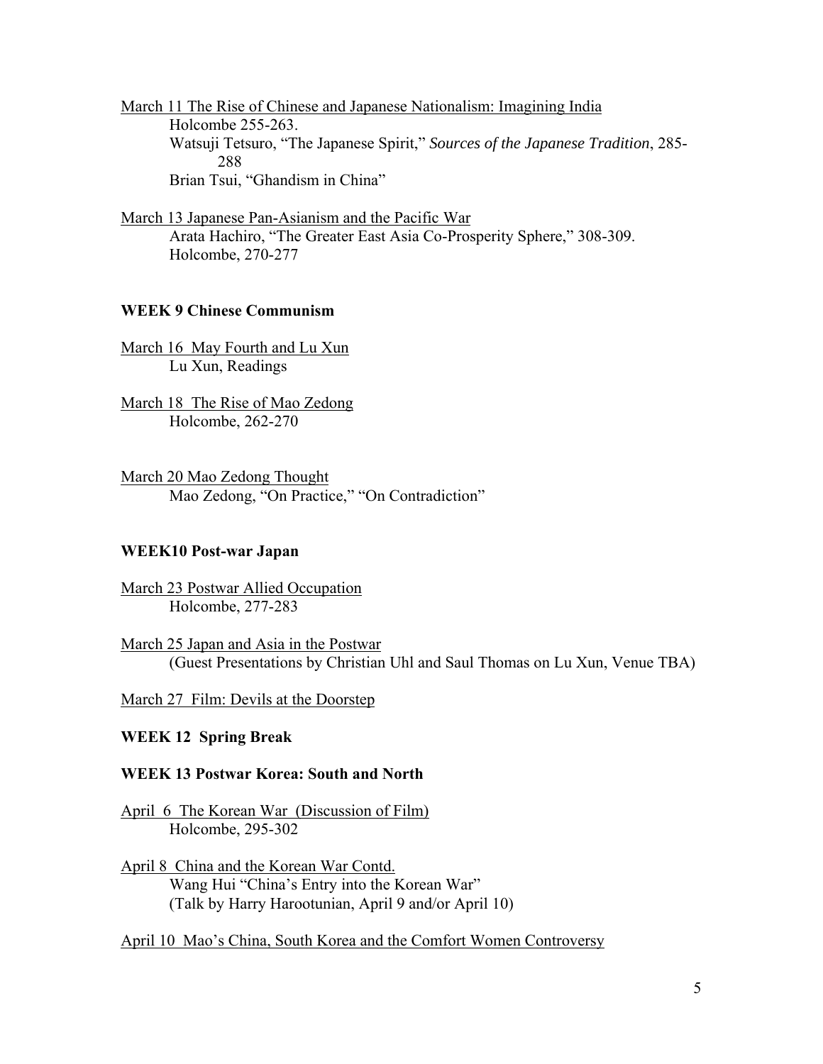<u>March 11 The Rise of Chinese and Japanese Nationalism: Imagining India</u>

Holcombe 255-263.

Watsuji Tetsuro, "The Japanese Spirit," *Sources of the Japanese Tradition*, 285-288

Brian Tsui, "Ghandism in China"

<u>March 13 Japanese Pan-Asianism and the Pacific War</u>

Arata Hachiro, "The Greater East Asia Co-Prosperity Sphere," 308-309.

Holcombe, 270-277

**WEEK 9 Chinese Communism**

<u>March 16 May Fourth and Lu Xun</u>

Lu Xun, Readings

<u>March 18 The Rise of Mao Zedong</u>

Holcombe, 262-270

<u>March 20 Mao Zedong Thought</u>

Mao Zedong, "On Practice," "On Contradiction"

**WEEK10 Post-war Japan**

<u>March 23 Postwar Allied Occupation</u>

Holcombe, 277-283

<u>March 25 Japan and Asia in the Postwar</u>

(Guest Presentations by Christian Uhl and Saul Thomas on Lu Xun, Venue TBA)

<u>March 27 Film: Devils at the Doorstep</u>

**WEEK 12 Spring Break**

**WEEK 13 Postwar Korea: South and North**

<u>April 6 The Korean War (Discussion of Film)</u>

Holcombe, 295-302

<u>April 8 China and the Korean War Contd.</u>

Wang Hui "China's Entry into the Korean War"

(Talk by Harry Harootunian, April 9 and/or April 10)

<u>April 10 Mao's China, South Korea and the Comfort Women Controversy</u>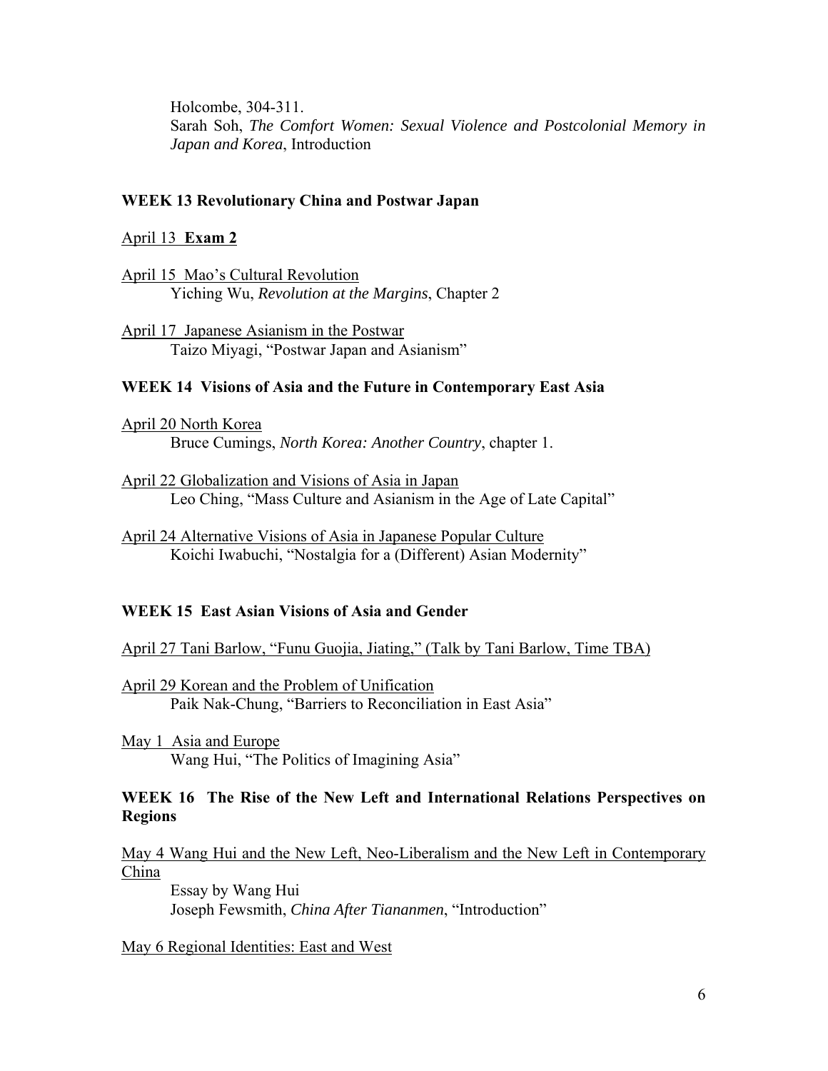Holcombe, 304-311.
Sarah Soh, *The Comfort Women: Sexual Violence and Postcolonial Memory in Japan and Korea*, Introduction

### WEEK 13 Revolutionary China and Postwar Japan

April 13 **Exam 2**

April 15 Mao's Cultural Revolution
Yiching Wu, *Revolution at the Margins*, Chapter 2

April 17 Japanese Asianism in the Postwar
Taizo Miyagi, "Postwar Japan and Asianism"

### WEEK 14 Visions of Asia and the Future in Contemporary East Asia

April 20 North Korea
Bruce Cumings, *North Korea: Another Country*, chapter 1.

April 22 Globalization and Visions of Asia in Japan
Leo Ching, "Mass Culture and Asianism in the Age of Late Capital"

April 24 Alternative Visions of Asia in Japanese Popular Culture
Koichi Iwabuchi, "Nostalgia for a (Different) Asian Modernity"

### WEEK 15 East Asian Visions of Asia and Gender

April 27 Tani Barlow, "Funu Guojia, Jiating," (Talk by Tani Barlow, Time TBA)

April 29 Korean and the Problem of Unification
Paik Nak-Chung, "Barriers to Reconciliation in East Asia"

May 1 Asia and Europe
Wang Hui, "The Politics of Imagining Asia"

### WEEK 16 The Rise of the New Left and International Relations Perspectives on Regions

May 4 Wang Hui and the New Left, Neo-Liberalism and the New Left in Contemporary China
Essay by Wang Hui
Joseph Fewsmith, *China After Tiananmen*, "Introduction"

May 6 Regional Identities: East and West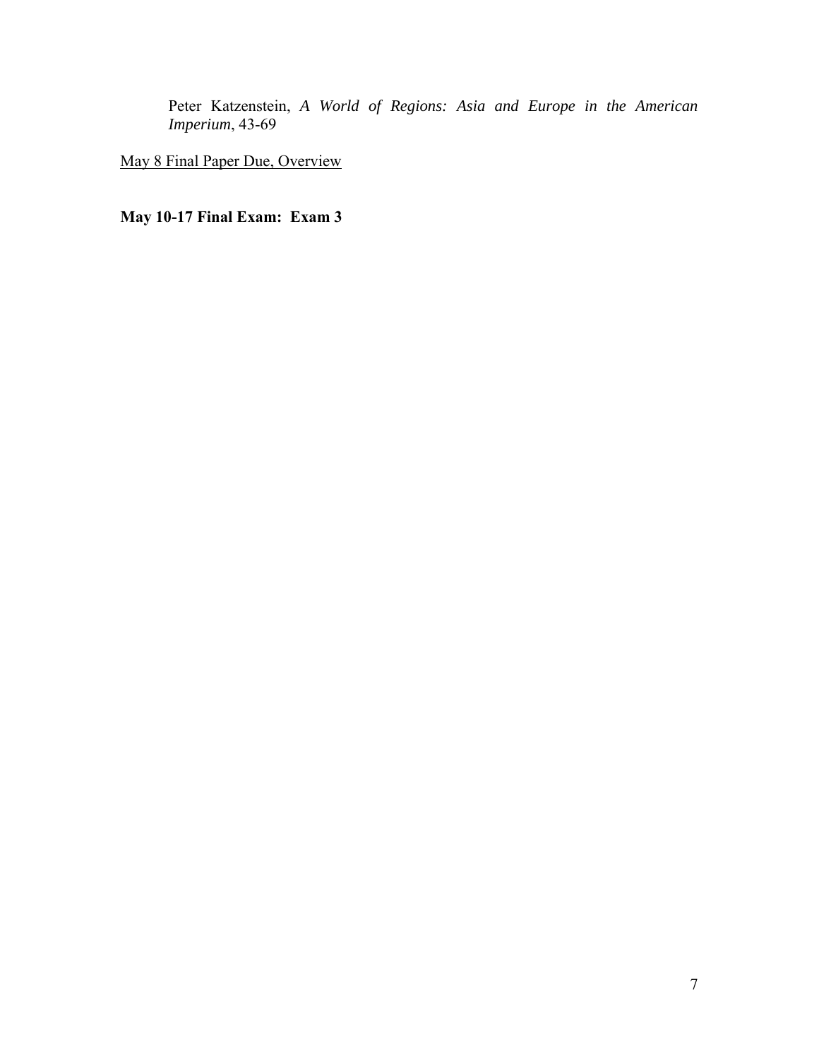Peter Katzenstein, *A World of Regions: Asia and Europe in the American Imperium*, 43-69

May 8 Final Paper Due, Overview

**May 10-17 Final Exam: Exam 3**